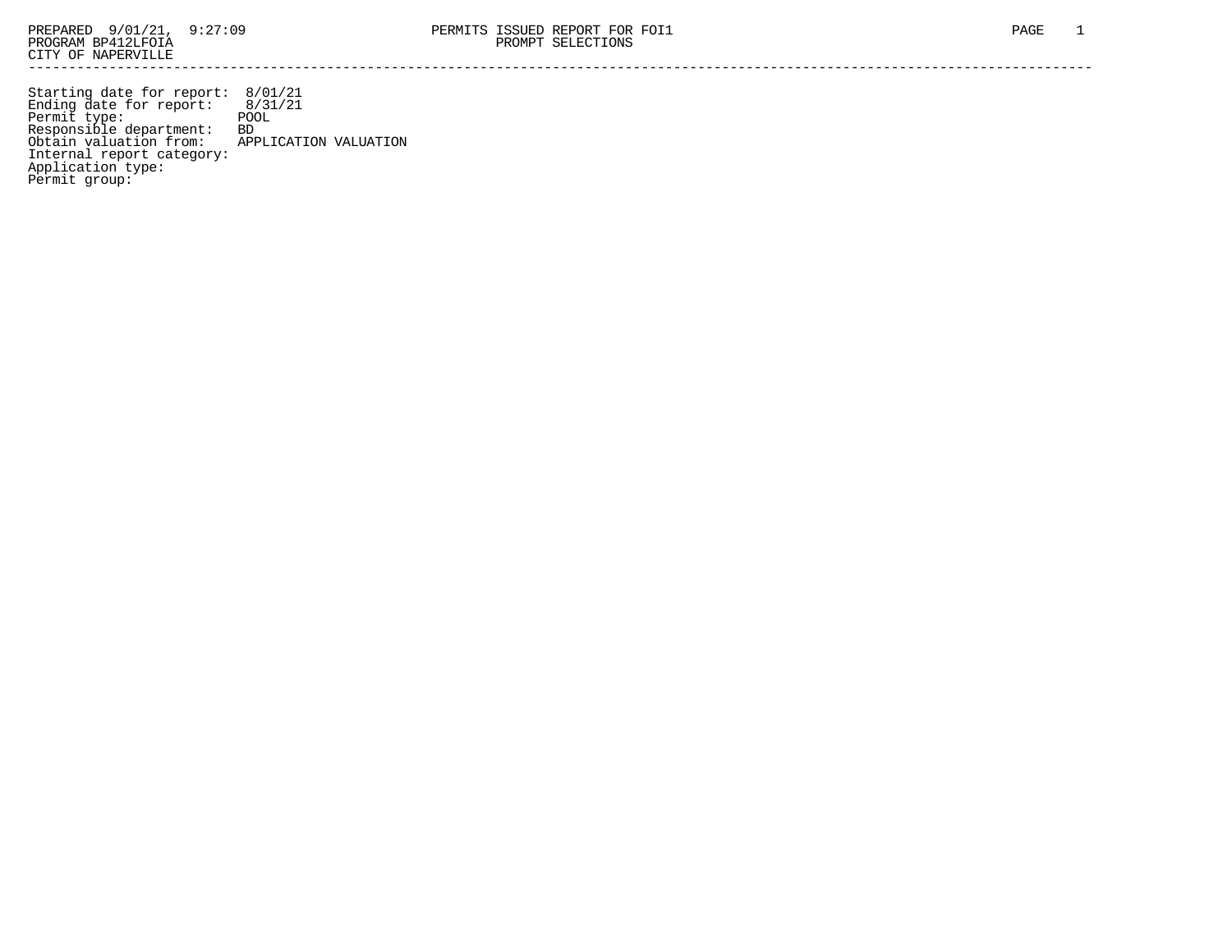PREPARED 9/01/21, 9:27:09
PROGRAM BP412LFOIA
CITY OF NAPERVILLE

PERMITS ISSUED REPORT FOR FOI1
PROMPT SELECTIONS

---

Starting date for report: 8/01/21
Ending date for report: 8/31/21
Permit type: POOL
Responsible department: BD
Obtain valuation from: APPLICATION VALUATION
Internal report category:
Application type:
Permit group: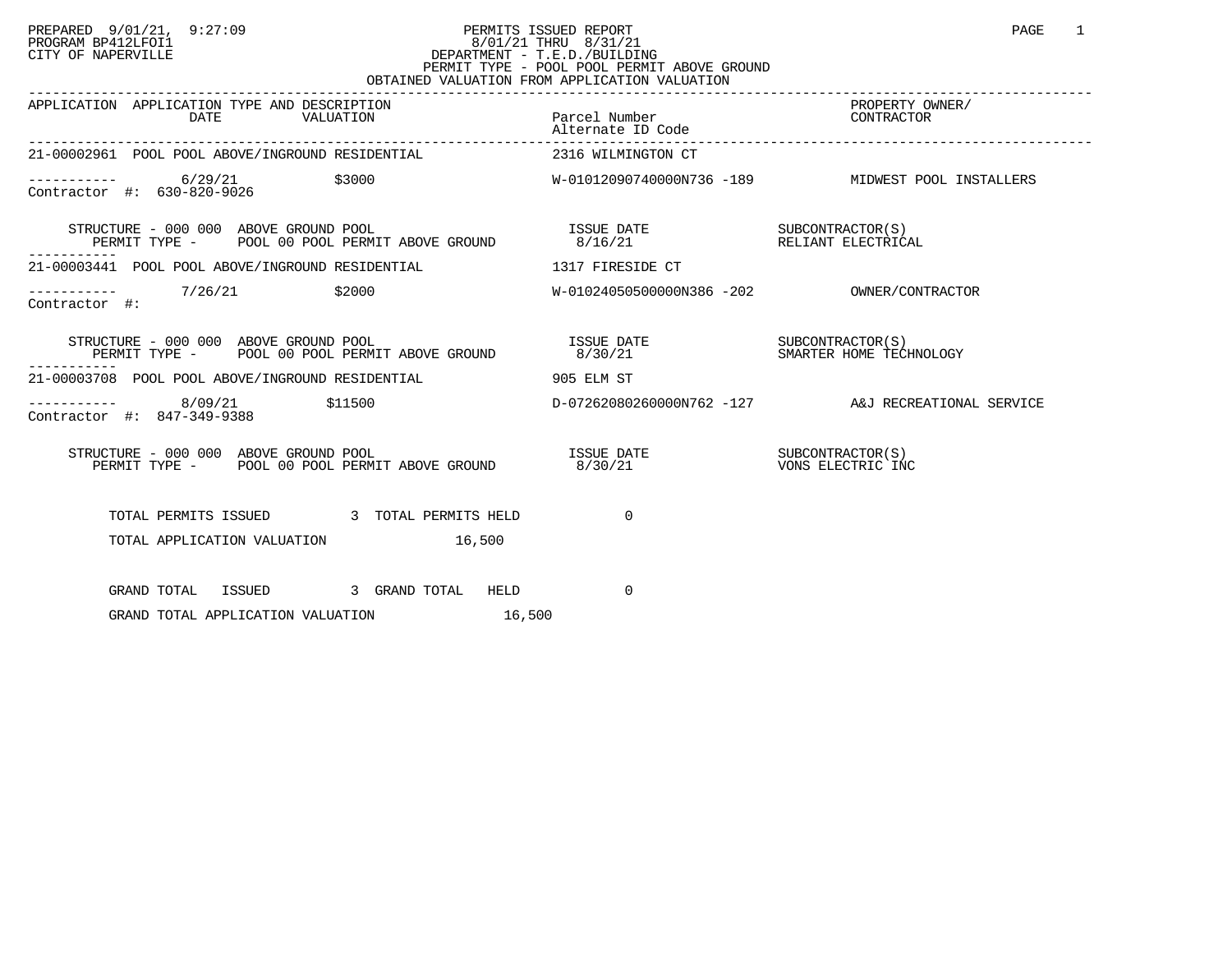PREPARED 9/01/21, 9:27:09
PROGRAM BP412LFOI1
CITY OF NAPERVILLE

# PERMITS ISSUED REPORT

8/01/21 THRU 8/31/21
DEPARTMENT - T.E.D./BUILDING
PERMIT TYPE - POOL POOL PERMIT ABOVE GROUND
OBTAINED VALUATION FROM APPLICATION VALUATION

| APPLICATION | APPLICATION TYPE AND DESCRIPTION DATE | VALUATION | Parcel Number Alternate ID Code | PROPERTY OWNER/ CONTRACTOR |
|---|---|---|---|---|
| 21-00002961 | POOL POOL ABOVE/INGROUND RESIDENTIAL | | 2316 WILMINGTON CT | |
| ----------- | 6/29/21 | $3000 | W-01012090740000N736 -189 | MIDWEST POOL INSTALLERS |
| Contractor #: 630-820-9026 | | | | |
| STRUCTURE - 000 000 ABOVE GROUND POOL | PERMIT TYPE - POOL 00 POOL PERMIT ABOVE GROUND | | ISSUE DATE 8/16/21 | SUBCONTRACTOR(S) RELIANT ELECTRICAL |
| 21-00003441 | POOL POOL ABOVE/INGROUND RESIDENTIAL | | 1317 FIRESIDE CT | |
| ----------- | 7/26/21 | $2000 | W-01024050500000N386 -202 | OWNER/CONTRACTOR |
| Contractor #: | | | | |
| STRUCTURE - 000 000 ABOVE GROUND POOL | PERMIT TYPE - POOL 00 POOL PERMIT ABOVE GROUND | | ISSUE DATE 8/30/21 | SUBCONTRACTOR(S) SMARTER HOME TECHNOLOGY |
| 21-00003708 | POOL POOL ABOVE/INGROUND RESIDENTIAL | | 905 ELM ST | |
| ----------- | 8/09/21 | $11500 | D-07262080260000N762 -127 | A&J RECREATIONAL SERVICE |
| Contractor #: 847-349-9388 | | | | |
| STRUCTURE - 000 000 ABOVE GROUND POOL | PERMIT TYPE - POOL 00 POOL PERMIT ABOVE GROUND | | ISSUE DATE 8/30/21 | SUBCONTRACTOR(S) VONS ELECTRIC INC |

TOTAL PERMITS ISSUED 3 TOTAL PERMITS HELD 0

TOTAL APPLICATION VALUATION 16,500

GRAND TOTAL ISSUED 3 GRAND TOTAL HELD 0

GRAND TOTAL APPLICATION VALUATION 16,500